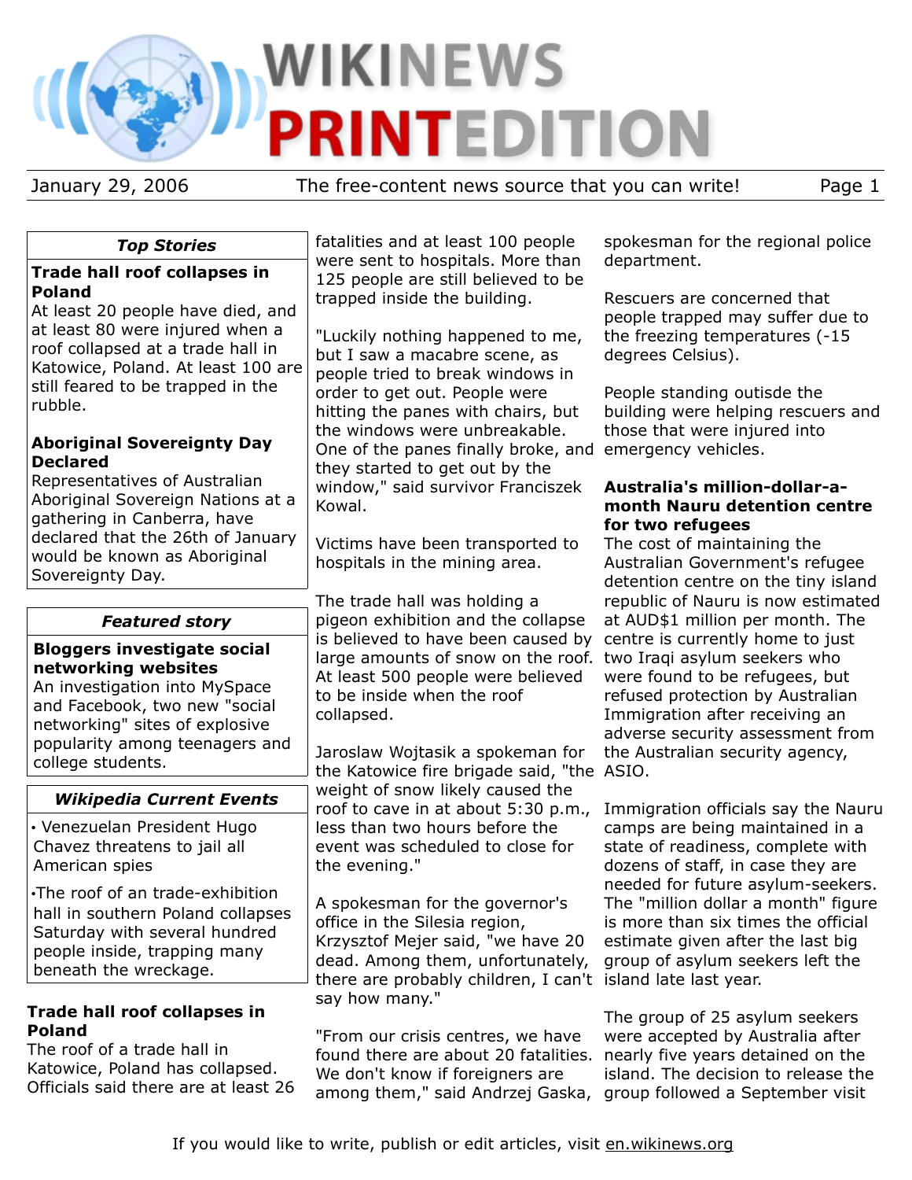# WIKINEWS PRINTEDITION

January 29, 2006 — The free-content news source that you can write!

### *Top Stories*

**Trade hall roof collapses in Poland**
At least 20 people have died, and at least 80 were injured when a roof collapsed at a trade hall in Katowice, Poland. At least 100 are still feared to be trapped in the rubble.

**Aboriginal Sovereignty Day Declared**
Representatives of Australian Aboriginal Sovereign Nations at a gathering in Canberra, have declared that the 26th of January would be known as Aboriginal Sovereignty Day.

### *Featured story*

**Bloggers investigate social networking websites**
An investigation into MySpace and Facebook, two new "social networking" sites of explosive popularity among teenagers and college students.

### *Wikipedia Current Events*

- Venezuelan President Hugo Chavez threatens to jail all American spies
- The roof of an trade-exhibition hall in southern Poland collapses Saturday with several hundred people inside, trapping many beneath the wreckage.

## Trade hall roof collapses in Poland

The roof of a trade hall in Katowice, Poland has collapsed. Officials said there are at least 26 fatalities and at least 100 people were sent to hospitals. More than 125 people are still believed to be trapped inside the building.

"Luckily nothing happened to me, but I saw a macabre scene, as people tried to break windows in order to get out. People were hitting the panes with chairs, but the windows were unbreakable. One of the panes finally broke, and they started to get out by the window," said survivor Franciszek Kowal.

Victims have been transported to hospitals in the mining area.

The trade hall was holding a pigeon exhibition and the collapse is believed to have been caused by large amounts of snow on the roof. At least 500 people were believed to be inside when the roof collapsed.

Jaroslaw Wojtasik a spokeman for the Katowice fire brigade said, "the weight of snow likely caused the roof to cave in at about 5:30 p.m., less than two hours before the event was scheduled to close for the evening."

A spokesman for the governor's office in the Silesia region, Krzysztof Mejer said, "we have 20 dead. Among them, unfortunately, there are probably children, I can't say how many."

"From our crisis centres, we have found there are about 20 fatalities. We don't know if foreigners are among them," said Andrzej Gaska, spokesman for the regional police department.

Rescuers are concerned that people trapped may suffer due to the freezing temperatures (-15 degrees Celsius).

People standing outisde the building were helping rescuers and those that were injured into emergency vehicles.

## Australia's million-dollar-a-month Nauru detention centre for two refugees

The cost of maintaining the Australian Government's refugee detention centre on the tiny island republic of Nauru is now estimated at AUD$1 million per month. The centre is currently home to just two Iraqi asylum seekers who were found to be refugees, but refused protection by Australian Immigration after receiving an adverse security assessment from the Australian security agency, ASIO.

Immigration officials say the Nauru camps are being maintained in a state of readiness, complete with dozens of staff, in case they are needed for future asylum-seekers. The "million dollar a month" figure is more than six times the official estimate given after the last big group of asylum seekers left the island late last year.

The group of 25 asylum seekers were accepted by Australia after nearly five years detained on the island. The decision to release the group followed a September visit

If you would like to write, publish or edit articles, visit en.wikinews.org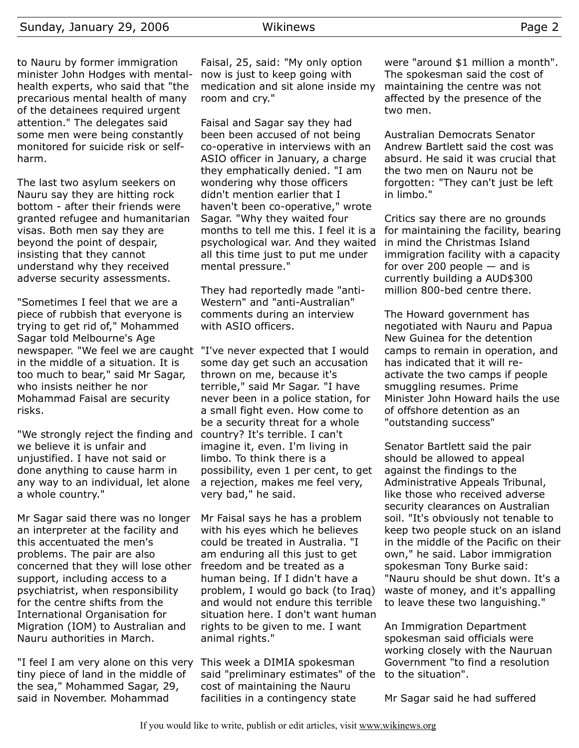to Nauru by former immigration minister John Hodges with mental-health experts, who said that "the precarious mental health of many of the detainees required urgent attention." The delegates said some men were being constantly monitored for suicide risk or self-harm.

The last two asylum seekers on Nauru say they are hitting rock bottom - after their friends were granted refugee and humanitarian visas. Both men say they are beyond the point of despair, insisting that they cannot understand why they received adverse security assessments.

"Sometimes I feel that we are a piece of rubbish that everyone is trying to get rid of," Mohammed Sagar told Melbourne's Age newspaper. "We feel we are caught in the middle of a situation. It is too much to bear," said Mr Sagar, who insists neither he nor Mohammad Faisal are security risks.

"We strongly reject the finding and we believe it is unfair and unjustified. I have not said or done anything to cause harm in any way to an individual, let alone a whole country."

Mr Sagar said there was no longer an interpreter at the facility and this accentuated the men's problems. The pair are also concerned that they will lose other support, including access to a psychiatrist, when responsibility for the centre shifts from the International Organisation for Migration (IOM) to Australian and Nauru authorities in March.

"I feel I am very alone on this very tiny piece of land in the middle of the sea," Mohammed Sagar, 29, said in November. Mohammad Faisal, 25, said: "My only option now is just to keep going with medication and sit alone inside my room and cry."

Faisal and Sagar say they had been been accused of not being co-operative in interviews with an ASIO officer in January, a charge they emphatically denied. "I am wondering why those officers didn't mention earlier that I haven't been co-operative," wrote Sagar. "Why they waited four months to tell me this. I feel it is a psychological war. And they waited all this time just to put me under mental pressure."

They had reportedly made "anti-Western" and "anti-Australian" comments during an interview with ASIO officers.

"I've never expected that I would some day get such an accusation thrown on me, because it's terrible," said Mr Sagar. "I have never been in a police station, for a small fight even. How come to be a security threat for a whole country? It's terrible. I can't imagine it, even. I'm living in limbo. To think there is a possibility, even 1 per cent, to get a rejection, makes me feel very, very bad," he said.

Mr Faisal says he has a problem with his eyes which he believes could be treated in Australia. "I am enduring all this just to get freedom and be treated as a human being. If I didn't have a problem, I would go back (to Iraq) and would not endure this terrible situation here. I don't want human rights to be given to me. I want animal rights."

This week a DIMIA spokesman said "preliminary estimates" of the cost of maintaining the Nauru facilities in a contingency state were "around $1 million a month". The spokesman said the cost of maintaining the centre was not affected by the presence of the two men.

Australian Democrats Senator Andrew Bartlett said the cost was absurd. He said it was crucial that the two men on Nauru not be forgotten: "They can't just be left in limbo."

Critics say there are no grounds for maintaining the facility, bearing in mind the Christmas Island immigration facility with a capacity for over 200 people — and is currently building a AUD$300 million 800-bed centre there.

The Howard government has negotiated with Nauru and Papua New Guinea for the detention camps to remain in operation, and has indicated that it will re-activate the two camps if people smuggling resumes. Prime Minister John Howard hails the use of offshore detention as an "outstanding success"

Senator Bartlett said the pair should be allowed to appeal against the findings to the Administrative Appeals Tribunal, like those who received adverse security clearances on Australian soil. "It's obviously not tenable to keep two people stuck on an island in the middle of the Pacific on their own," he said. Labor immigration spokesman Tony Burke said: "Nauru should be shut down. It's a waste of money, and it's appalling to leave these two languishing."

An Immigration Department spokesman said officials were working closely with the Nauruan Government "to find a resolution to the situation".

Mr Sagar said he had suffered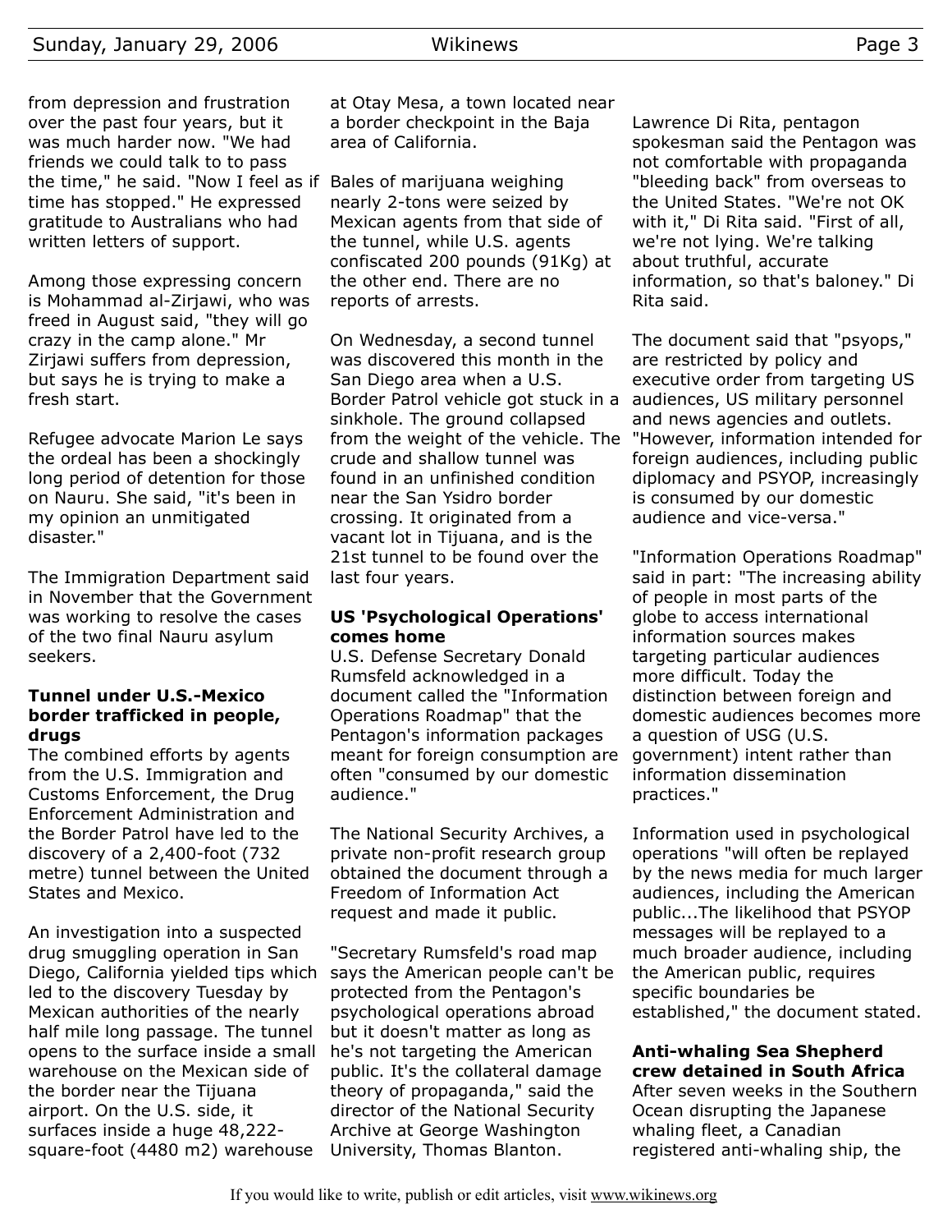from depression and frustration over the past four years, but it was much harder now. "We had friends we could talk to to pass the time," he said. "Now I feel as if time has stopped." He expressed gratitude to Australians who had written letters of support.

Among those expressing concern is Mohammad al-Zirjawi, who was freed in August said, "they will go crazy in the camp alone." Mr Zirjawi suffers from depression, but says he is trying to make a fresh start.

Refugee advocate Marion Le says the ordeal has been a shockingly long period of detention for those on Nauru. She said, "it's been in my opinion an unmitigated disaster."

The Immigration Department said in November that the Government was working to resolve the cases of the two final Nauru asylum seekers.

### Tunnel under U.S.-Mexico border trafficked in people, drugs

The combined efforts by agents from the U.S. Immigration and Customs Enforcement, the Drug Enforcement Administration and the Border Patrol have led to the discovery of a 2,400-foot (732 metre) tunnel between the United States and Mexico.

An investigation into a suspected drug smuggling operation in San Diego, California yielded tips which led to the discovery Tuesday by Mexican authorities of the nearly half mile long passage. The tunnel opens to the surface inside a small warehouse on the Mexican side of the border near the Tijuana airport. On the U.S. side, it surfaces inside a huge 48,222-square-foot (4480 m2) warehouse at Otay Mesa, a town located near a border checkpoint in the Baja area of California.

Bales of marijuana weighing nearly 2-tons were seized by Mexican agents from that side of the tunnel, while U.S. agents confiscated 200 pounds (91Kg) at the other end. There are no reports of arrests.

On Wednesday, a second tunnel was discovered this month in the San Diego area when a U.S. Border Patrol vehicle got stuck in a sinkhole. The ground collapsed from the weight of the vehicle. The crude and shallow tunnel was found in an unfinished condition near the San Ysidro border crossing. It originated from a vacant lot in Tijuana, and is the 21st tunnel to be found over the last four years.

### US 'Psychological Operations' comes home

U.S. Defense Secretary Donald Rumsfeld acknowledged in a document called the "Information Operations Roadmap" that the Pentagon's information packages meant for foreign consumption are often "consumed by our domestic audience."

The National Security Archives, a private non-profit research group obtained the document through a Freedom of Information Act request and made it public.

"Secretary Rumsfeld's road map says the American people can't be protected from the Pentagon's psychological operations abroad but it doesn't matter as long as he's not targeting the American public. It's the collateral damage theory of propaganda," said the director of the National Security Archive at George Washington University, Thomas Blanton.

Lawrence Di Rita, pentagon spokesman said the Pentagon was not comfortable with propaganda "bleeding back" from overseas to the United States. "We're not OK with it," Di Rita said. "First of all, we're not lying. We're talking about truthful, accurate information, so that's baloney." Di Rita said.

The document said that "psyops," are restricted by policy and executive order from targeting US audiences, US military personnel and news agencies and outlets. "However, information intended for foreign audiences, including public diplomacy and PSYOP, increasingly is consumed by our domestic audience and vice-versa."

"Information Operations Roadmap" said in part: "The increasing ability of people in most parts of the globe to access international information sources makes targeting particular audiences more difficult. Today the distinction between foreign and domestic audiences becomes more a question of USG (U.S. government) intent rather than information dissemination practices."

Information used in psychological operations "will often be replayed by the news media for much larger audiences, including the American public...The likelihood that PSYOP messages will be replayed to a much broader audience, including the American public, requires specific boundaries be established," the document stated.

### Anti-whaling Sea Shepherd crew detained in South Africa

After seven weeks in the Southern Ocean disrupting the Japanese whaling fleet, a Canadian registered anti-whaling ship, the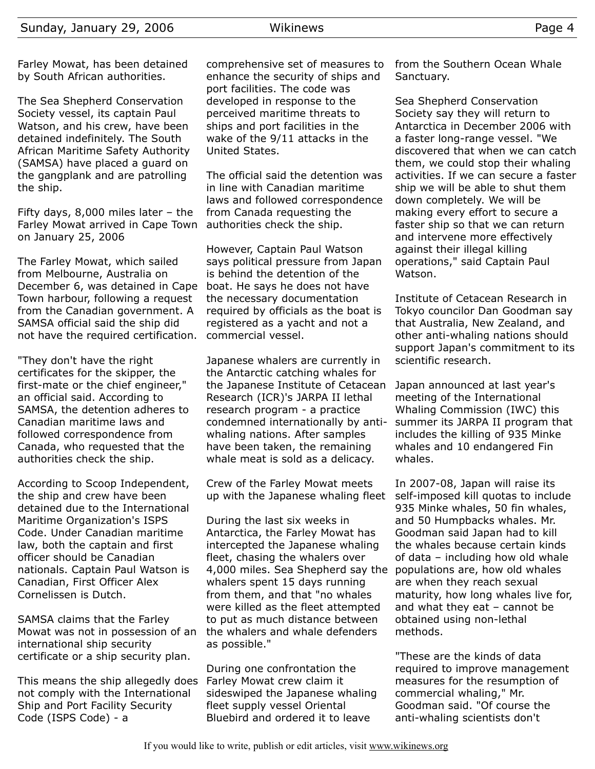Farley Mowat, has been detained by South African authorities.

The Sea Shepherd Conservation Society vessel, its captain Paul Watson, and his crew, have been detained indefinitely. The South African Maritime Safety Authority (SAMSA) have placed a guard on the gangplank and are patrolling the ship.

Fifty days, 8,000 miles later – the Farley Mowat arrived in Cape Town on January 25, 2006

The Farley Mowat, which sailed from Melbourne, Australia on December 6, was detained in Cape Town harbour, following a request from the Canadian government. A SAMSA official said the ship did not have the required certification.

"They don't have the right certificates for the skipper, the first-mate or the chief engineer," an official said. According to SAMSA, the detention adheres to Canadian maritime laws and followed correspondence from Canada, who requested that the authorities check the ship.

According to Scoop Independent, the ship and crew have been detained due to the International Maritime Organization's ISPS Code. Under Canadian maritime law, both the captain and first officer should be Canadian nationals. Captain Paul Watson is Canadian, First Officer Alex Cornelissen is Dutch.

SAMSA claims that the Farley Mowat was not in possession of an international ship security certificate or a ship security plan.

This means the ship allegedly does not comply with the International Ship and Port Facility Security Code (ISPS Code) - a comprehensive set of measures to enhance the security of ships and port facilities. The code was developed in response to the perceived maritime threats to ships and port facilities in the wake of the 9/11 attacks in the United States.

The official said the detention was in line with Canadian maritime laws and followed correspondence from Canada requesting the authorities check the ship.

However, Captain Paul Watson says political pressure from Japan is behind the detention of the boat. He says he does not have the necessary documentation required by officials as the boat is registered as a yacht and not a commercial vessel.

Japanese whalers are currently in the Antarctic catching whales for the Japanese Institute of Cetacean Research (ICR)'s JARPA II lethal research program - a practice condemned internationally by anti-whaling nations. After samples have been taken, the remaining whale meat is sold as a delicacy.

Crew of the Farley Mowat meets up with the Japanese whaling fleet

During the last six weeks in Antarctica, the Farley Mowat has intercepted the Japanese whaling fleet, chasing the whalers over 4,000 miles. Sea Shepherd say the whalers spent 15 days running from them, and that "no whales were killed as the fleet attempted to put as much distance between the whalers and whale defenders as possible."

During one confrontation the Farley Mowat crew claim it sideswiped the Japanese whaling fleet supply vessel Oriental Bluebird and ordered it to leave from the Southern Ocean Whale Sanctuary.

Sea Shepherd Conservation Society say they will return to Antarctica in December 2006 with a faster long-range vessel. "We discovered that when we can catch them, we could stop their whaling activities. If we can secure a faster ship we will be able to shut them down completely. We will be making every effort to secure a faster ship so that we can return and intervene more effectively against their illegal killing operations," said Captain Paul Watson.

Institute of Cetacean Research in Tokyo councilor Dan Goodman say that Australia, New Zealand, and other anti-whaling nations should support Japan's commitment to its scientific research.

Japan announced at last year's meeting of the International Whaling Commission (IWC) this summer its JARPA II program that includes the killing of 935 Minke whales and 10 endangered Fin whales.

In 2007-08, Japan will raise its self-imposed kill quotas to include 935 Minke whales, 50 fin whales, and 50 Humpbacks whales. Mr. Goodman said Japan had to kill the whales because certain kinds of data – including how old whale populations are, how old whales are when they reach sexual maturity, how long whales live for, and what they eat – cannot be obtained using non-lethal methods.

"These are the kinds of data required to improve management measures for the resumption of commercial whaling," Mr. Goodman said. "Of course the anti-whaling scientists don't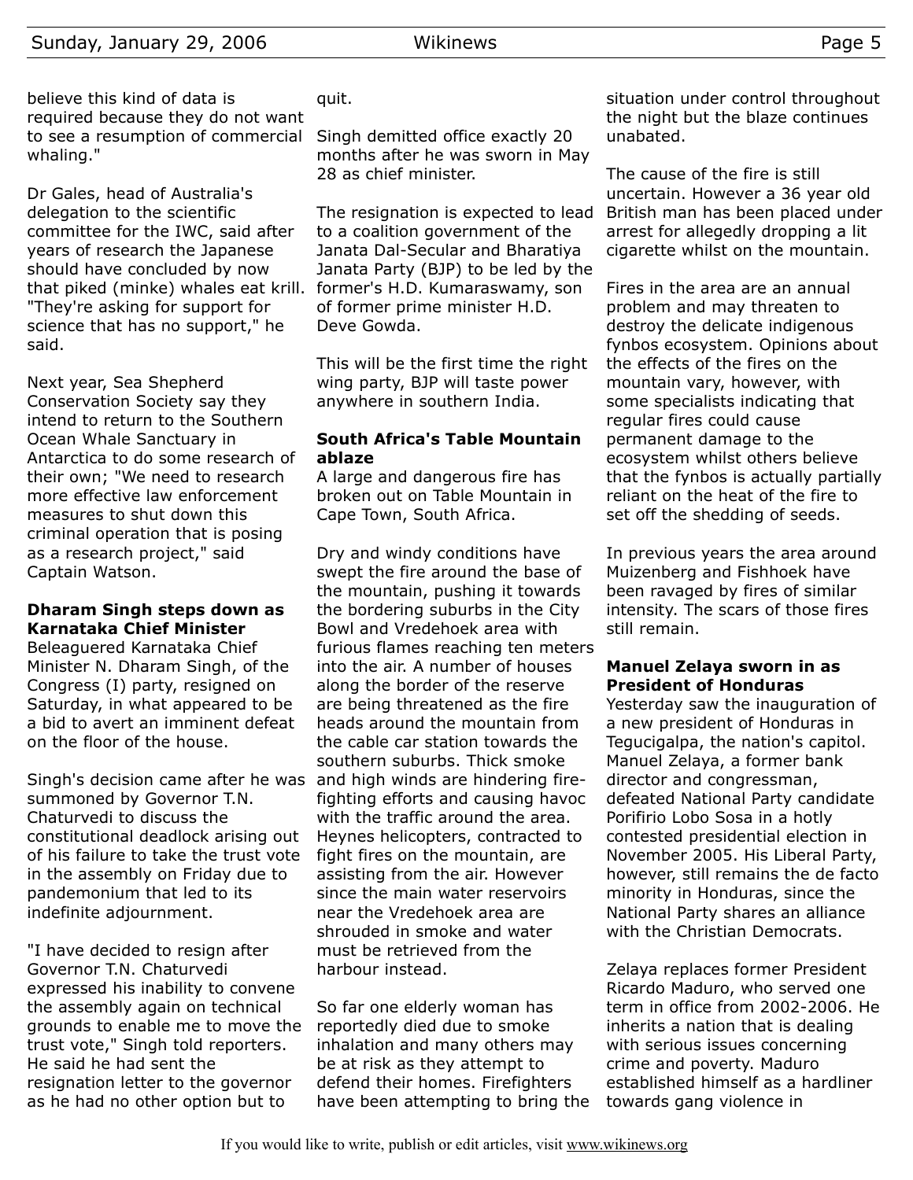believe this kind of data is required because they do not want to see a resumption of commercial whaling."

Dr Gales, head of Australia's delegation to the scientific committee for the IWC, said after years of research the Japanese should have concluded by now that piked (minke) whales eat krill. "They're asking for support for science that has no support," he said.

Next year, Sea Shepherd Conservation Society say they intend to return to the Southern Ocean Whale Sanctuary in Antarctica to do some research of their own; "We need to research more effective law enforcement measures to shut down this criminal operation that is posing as a research project," said Captain Watson.

### Dharam Singh steps down as Karnataka Chief Minister

Beleaguered Karnataka Chief Minister N. Dharam Singh, of the Congress (I) party, resigned on Saturday, in what appeared to be a bid to avert an imminent defeat on the floor of the house.

Singh's decision came after he was summoned by Governor T.N. Chaturvedi to discuss the constitutional deadlock arising out of his failure to take the trust vote in the assembly on Friday due to pandemonium that led to its indefinite adjournment.

"I have decided to resign after Governor T.N. Chaturvedi expressed his inability to convene the assembly again on technical grounds to enable me to move the trust vote," Singh told reporters. He said he had sent the resignation letter to the governor as he had no other option but to quit.

Singh demitted office exactly 20 months after he was sworn in May 28 as chief minister.

The resignation is expected to lead to a coalition government of the Janata Dal-Secular and Bharatiya Janata Party (BJP) to be led by the former's H.D. Kumaraswamy, son of former prime minister H.D. Deve Gowda.

This will be the first time the right wing party, BJP will taste power anywhere in southern India.

### South Africa's Table Mountain ablaze

A large and dangerous fire has broken out on Table Mountain in Cape Town, South Africa.

Dry and windy conditions have swept the fire around the base of the mountain, pushing it towards the bordering suburbs in the City Bowl and Vredehoek area with furious flames reaching ten meters into the air. A number of houses along the border of the reserve are being threatened as the fire heads around the mountain from the cable car station towards the southern suburbs. Thick smoke and high winds are hindering fire-fighting efforts and causing havoc with the traffic around the area. Heynes helicopters, contracted to fight fires on the mountain, are assisting from the air. However since the main water reservoirs near the Vredehoek area are shrouded in smoke and water must be retrieved from the harbour instead.

So far one elderly woman has reportedly died due to smoke inhalation and many others may be at risk as they attempt to defend their homes. Firefighters have been attempting to bring the situation under control throughout the night but the blaze continues unabated.

The cause of the fire is still uncertain. However a 36 year old British man has been placed under arrest for allegedly dropping a lit cigarette whilst on the mountain.

Fires in the area are an annual problem and may threaten to destroy the delicate indigenous fynbos ecosystem. Opinions about the effects of the fires on the mountain vary, however, with some specialists indicating that regular fires could cause permanent damage to the ecosystem whilst others believe that the fynbos is actually partially reliant on the heat of the fire to set off the shedding of seeds.

In previous years the area around Muizenberg and Fishhoek have been ravaged by fires of similar intensity. The scars of those fires still remain.

### Manuel Zelaya sworn in as President of Honduras

Yesterday saw the inauguration of a new president of Honduras in Tegucigalpa, the nation's capitol. Manuel Zelaya, a former bank director and congressman, defeated National Party candidate Porifirio Lobo Sosa in a hotly contested presidential election in November 2005. His Liberal Party, however, still remains the de facto minority in Honduras, since the National Party shares an alliance with the Christian Democrats.

Zelaya replaces former President Ricardo Maduro, who served one term in office from 2002-2006. He inherits a nation that is dealing with serious issues concerning crime and poverty. Maduro established himself as a hardliner towards gang violence in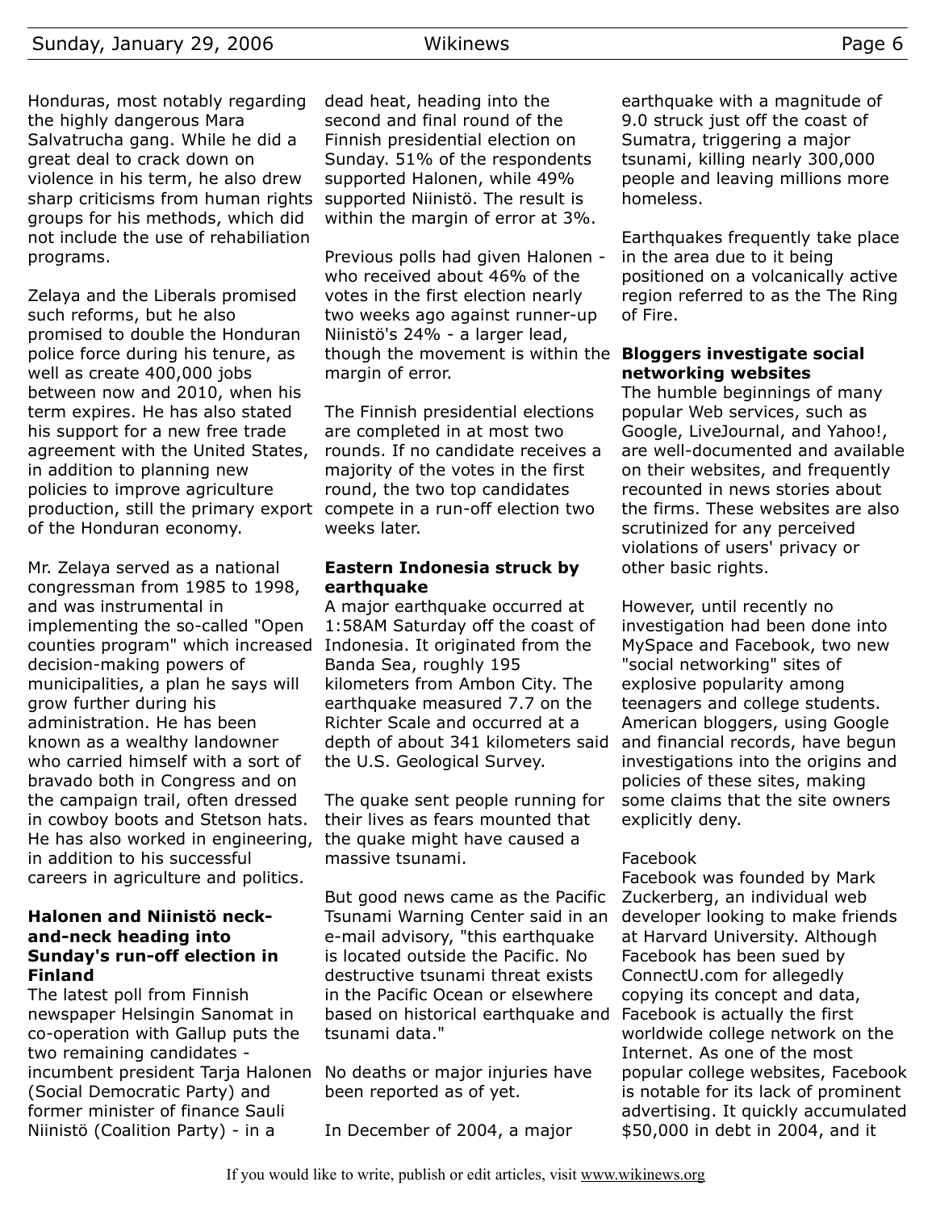Honduras, most notably regarding the highly dangerous Mara Salvatrucha gang. While he did a great deal to crack down on violence in his term, he also drew sharp criticisms from human rights groups for his methods, which did not include the use of rehabiliation programs.

Zelaya and the Liberals promised such reforms, but he also promised to double the Honduran police force during his tenure, as well as create 400,000 jobs between now and 2010, when his term expires. He has also stated his support for a new free trade agreement with the United States, in addition to planning new policies to improve agriculture production, still the primary export of the Honduran economy.

Mr. Zelaya served as a national congressman from 1985 to 1998, and was instrumental in implementing the so-called "Open counties program" which increased decision-making powers of municipalities, a plan he says will grow further during his administration. He has been known as a wealthy landowner who carried himself with a sort of bravado both in Congress and on the campaign trail, often dressed in cowboy boots and Stetson hats. He has also worked in engineering, in addition to his successful careers in agriculture and politics.

### Halonen and Niinistö neck-and-neck heading into Sunday's run-off election in Finland

The latest poll from Finnish newspaper Helsingin Sanomat in co-operation with Gallup puts the two remaining candidates - incumbent president Tarja Halonen (Social Democratic Party) and former minister of finance Sauli Niinistö (Coalition Party) - in a dead heat, heading into the second and final round of the Finnish presidential election on Sunday. 51% of the respondents supported Halonen, while 49% supported Niinistö. The result is within the margin of error at 3%.

Previous polls had given Halonen - who received about 46% of the votes in the first election nearly two weeks ago against runner-up Niinistö's 24% - a larger lead, though the movement is within the margin of error.

The Finnish presidential elections are completed in at most two rounds. If no candidate receives a majority of the votes in the first round, the two top candidates compete in a run-off election two weeks later.

### Eastern Indonesia struck by earthquake

A major earthquake occurred at 1:58AM Saturday off the coast of Indonesia. It originated from the Banda Sea, roughly 195 kilometers from Ambon City. The earthquake measured 7.7 on the Richter Scale and occurred at a depth of about 341 kilometers said the U.S. Geological Survey.

The quake sent people running for their lives as fears mounted that the quake might have caused a massive tsunami.

But good news came as the Pacific Tsunami Warning Center said in an e-mail advisory, "this earthquake is located outside the Pacific. No destructive tsunami threat exists in the Pacific Ocean or elsewhere based on historical earthquake and tsunami data."

No deaths or major injuries have been reported as of yet.

In December of 2004, a major earthquake with a magnitude of 9.0 struck just off the coast of Sumatra, triggering a major tsunami, killing nearly 300,000 people and leaving millions more homeless.

Earthquakes frequently take place in the area due to it being positioned on a volcanically active region referred to as the The Ring of Fire.

### Bloggers investigate social networking websites

The humble beginnings of many popular Web services, such as Google, LiveJournal, and Yahoo!, are well-documented and available on their websites, and frequently recounted in news stories about the firms. These websites are also scrutinized for any perceived violations of users' privacy or other basic rights.

However, until recently no investigation had been done into MySpace and Facebook, two new "social networking" sites of explosive popularity among teenagers and college students. American bloggers, using Google and financial records, have begun investigations into the origins and policies of these sites, making some claims that the site owners explicitly deny.

Facebook

Facebook was founded by Mark Zuckerberg, an individual web developer looking to make friends at Harvard University. Although Facebook has been sued by ConnectU.com for allegedly copying its concept and data, Facebook is actually the first worldwide college network on the Internet. As one of the most popular college websites, Facebook is notable for its lack of prominent advertising. It quickly accumulated $50,000 in debt in 2004, and it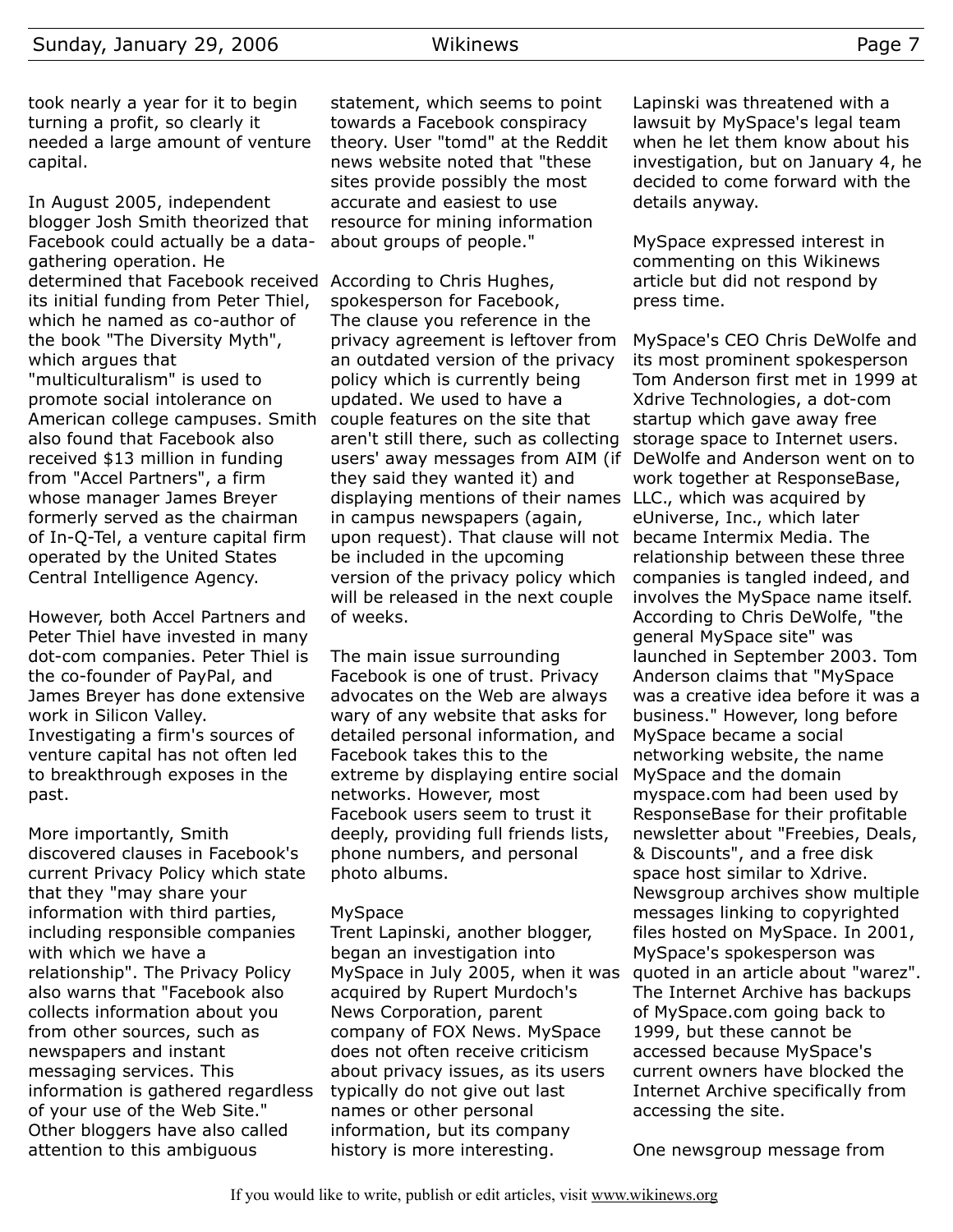took nearly a year for it to begin turning a profit, so clearly it needed a large amount of venture capital.

In August 2005, independent blogger Josh Smith theorized that Facebook could actually be a data-gathering operation. He determined that Facebook received its initial funding from Peter Thiel, which he named as co-author of the book "The Diversity Myth", which argues that "multiculturalism" is used to promote social intolerance on American college campuses. Smith also found that Facebook also received $13 million in funding from "Accel Partners", a firm whose manager James Breyer formerly served as the chairman of In-Q-Tel, a venture capital firm operated by the United States Central Intelligence Agency.

However, both Accel Partners and Peter Thiel have invested in many dot-com companies. Peter Thiel is the co-founder of PayPal, and James Breyer has done extensive work in Silicon Valley. Investigating a firm's sources of venture capital has not often led to breakthrough exposes in the past.

More importantly, Smith discovered clauses in Facebook's current Privacy Policy which state that they "may share your information with third parties, including responsible companies with which we have a relationship". The Privacy Policy also warns that "Facebook also collects information about you from other sources, such as newspapers and instant messaging services. This information is gathered regardless of your use of the Web Site." Other bloggers have also called attention to this ambiguous statement, which seems to point towards a Facebook conspiracy theory. User "tomd" at the Reddit news website noted that "these sites provide possibly the most accurate and easiest to use resource for mining information about groups of people."

According to Chris Hughes, spokesperson for Facebook, The clause you reference in the privacy agreement is leftover from an outdated version of the privacy policy which is currently being updated. We used to have a couple features on the site that aren't still there, such as collecting users' away messages from AIM (if they said they wanted it) and displaying mentions of their names in campus newspapers (again, upon request). That clause will not be included in the upcoming version of the privacy policy which will be released in the next couple of weeks.

The main issue surrounding Facebook is one of trust. Privacy advocates on the Web are always wary of any website that asks for detailed personal information, and Facebook takes this to the extreme by displaying entire social networks. However, most Facebook users seem to trust it deeply, providing full friends lists, phone numbers, and personal photo albums.

MySpace

Trent Lapinski, another blogger, began an investigation into MySpace in July 2005, when it was acquired by Rupert Murdoch's News Corporation, parent company of FOX News. MySpace does not often receive criticism about privacy issues, as its users typically do not give out last names or other personal information, but its company history is more interesting. Lapinski was threatened with a lawsuit by MySpace's legal team when he let them know about his investigation, but on January 4, he decided to come forward with the details anyway.

MySpace expressed interest in commenting on this Wikinews article but did not respond by press time.

MySpace's CEO Chris DeWolfe and its most prominent spokesperson Tom Anderson first met in 1999 at Xdrive Technologies, a dot-com startup which gave away free storage space to Internet users. DeWolfe and Anderson went on to work together at ResponseBase, LLC., which was acquired by eUniverse, Inc., which later became Intermix Media. The relationship between these three companies is tangled indeed, and involves the MySpace name itself. According to Chris DeWolfe, "the general MySpace site" was launched in September 2003. Tom Anderson claims that "MySpace was a creative idea before it was a business." However, long before MySpace became a social networking website, the name MySpace and the domain myspace.com had been used by ResponseBase for their profitable newsletter about "Freebies, Deals, & Discounts", and a free disk space host similar to Xdrive. Newsgroup archives show multiple messages linking to copyrighted files hosted on MySpace. In 2001, MySpace's spokesperson was quoted in an article about "warez". The Internet Archive has backups of MySpace.com going back to 1999, but these cannot be accessed because MySpace's current owners have blocked the Internet Archive specifically from accessing the site.

One newsgroup message from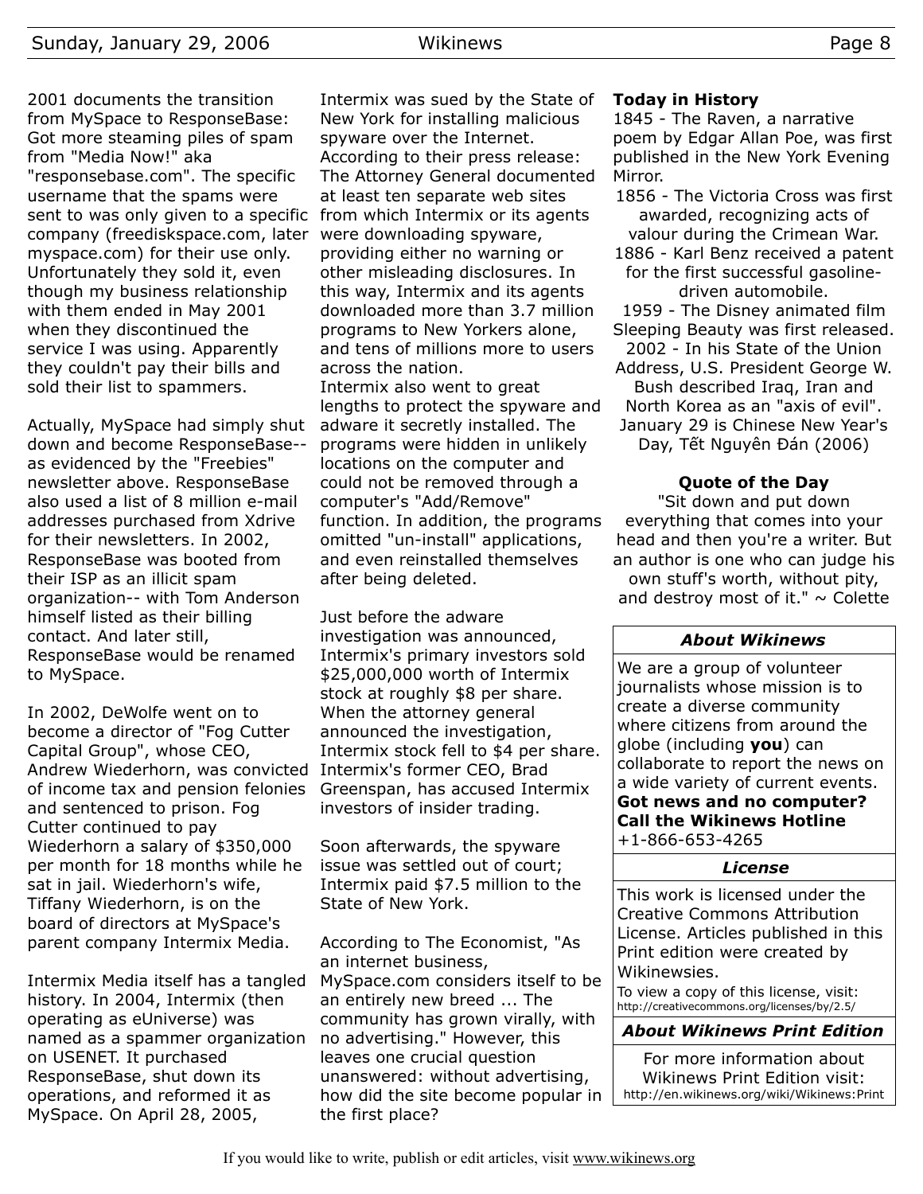2001 documents the transition from MySpace to ResponseBase: Got more steaming piles of spam from "Media Now!" aka "responsebase.com". The specific username that the spams were sent to was only given to a specific company (freediskspace.com, later myspace.com) for their use only. Unfortunately they sold it, even though my business relationship with them ended in May 2001 when they discontinued the service I was using. Apparently they couldn't pay their bills and sold their list to spammers.

Actually, MySpace had simply shut down and become ResponseBase-- as evidenced by the "Freebies" newsletter above. ResponseBase also used a list of 8 million e-mail addresses purchased from Xdrive for their newsletters. In 2002, ResponseBase was booted from their ISP as an illicit spam organization-- with Tom Anderson himself listed as their billing contact. And later still, ResponseBase would be renamed to MySpace.

In 2002, DeWolfe went on to become a director of "Fog Cutter Capital Group", whose CEO, Andrew Wiederhorn, was convicted of income tax and pension felonies and sentenced to prison. Fog Cutter continued to pay Wiederhorn a salary of $350,000 per month for 18 months while he sat in jail. Wiederhorn's wife, Tiffany Wiederhorn, is on the board of directors at MySpace's parent company Intermix Media.

Intermix Media itself has a tangled history. In 2004, Intermix (then operating as eUniverse) was named as a spammer organization on USENET. It purchased ResponseBase, shut down its operations, and reformed it as MySpace. On April 28, 2005, Intermix was sued by the State of New York for installing malicious spyware over the Internet. According to their press release: The Attorney General documented at least ten separate web sites from which Intermix or its agents were downloading spyware, providing either no warning or other misleading disclosures. In this way, Intermix and its agents downloaded more than 3.7 million programs to New Yorkers alone, and tens of millions more to users across the nation.
Intermix also went to great lengths to protect the spyware and adware it secretly installed. The programs were hidden in unlikely locations on the computer and could not be removed through a computer's "Add/Remove" function. In addition, the programs omitted "un-install" applications, and even reinstalled themselves after being deleted.

Just before the adware investigation was announced, Intermix's primary investors sold $25,000,000 worth of Intermix stock at roughly $8 per share. When the attorney general announced the investigation, Intermix stock fell to $4 per share. Intermix's former CEO, Brad Greenspan, has accused Intermix investors of insider trading.

Soon afterwards, the spyware issue was settled out of court; Intermix paid $7.5 million to the State of New York.

According to The Economist, "As an internet business, MySpace.com considers itself to be an entirely new breed ... The community has grown virally, with no advertising." However, this leaves one crucial question unanswered: without advertising, how did the site become popular in the first place?

**Today in History**

1845 - The Raven, a narrative poem by Edgar Allan Poe, was first published in the New York Evening Mirror.
1856 - The Victoria Cross was first awarded, recognizing acts of valour during the Crimean War.
1886 - Karl Benz received a patent for the first successful gasoline-driven automobile.
1959 - The Disney animated film Sleeping Beauty was first released.
2002 - In his State of the Union Address, U.S. President George W. Bush described Iraq, Iran and North Korea as an "axis of evil".
January 29 is Chinese New Year's Day, Tết Nguyên Đán (2006)

**Quote of the Day**

"Sit down and put down everything that comes into your head and then you're a writer. But an author is one who can judge his own stuff's worth, without pity, and destroy most of it." ~ Colette

***About Wikinews***

We are a group of volunteer journalists whose mission is to create a diverse community where citizens from around the globe (including **you**) can collaborate to report the news on a wide variety of current events.
**Got news and no computer? Call the Wikinews Hotline**
+1-866-653-4265

***License***

This work is licensed under the Creative Commons Attribution License. Articles published in this Print edition were created by Wikinewsies.
To view a copy of this license, visit: http://creativecommons.org/licenses/by/2.5/

***About Wikinews Print Edition***

For more information about Wikinews Print Edition visit: http://en.wikinews.org/wiki/Wikinews:Print

If you would like to write, publish or edit articles, visit www.wikinews.org